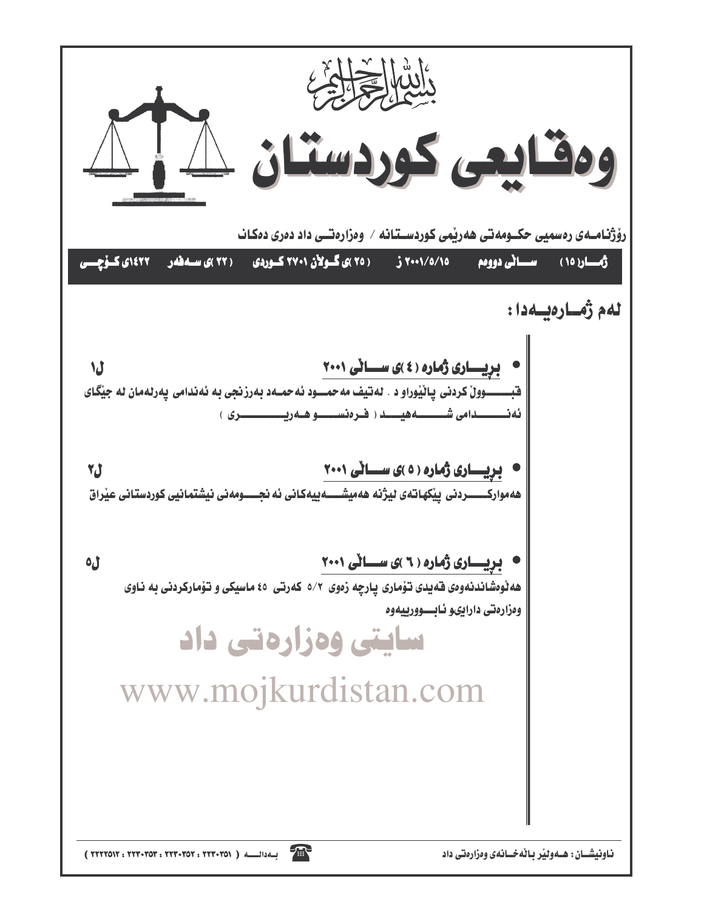بسم الله الرحمن الرحيم

# وەقايعی كوردستان

رۆژنامـەی رەسمیی حكـومەتی هەرێمی كوردسـتانە / وەزارەتـی داد دەری دەكات

ژمـارە (١٥) سـالی دووەم ٢٠٠١/٥/١٥ ز (٢٥)ی گـولان ٢٧٠١ كـوردی (٢٢)ی سـەفەر ١٤٢٢ی كـۆچـی

## لەم ژمـارەیـەدا :

- **بڕیـاری ژمارە (٤)ی سـالی ٢٠٠١** ل١

قبـوول كردنی پالێوراو د . لەتیف مەحمـود ئەحمـەد بەرزنجی بە ئەندامی پەرلەمان لە جێگای ئەنـدامی شـەهید ( فـرەنسـو هـەریـری )

- **بڕیـاری ژمارە (٥)ی سـالی ٢٠٠١** ل٢

هەمواركـردنی پێكهاتەی لیژنە هەمیشـەییەكانی ئە نجـومەنی نیشتمانیی كوردستانی عێراق

- **بڕیـاری ژمارە (٦)ی سـالی ٢٠٠١** ل٥

هەڵوەشاندنەوەی قەیدی تۆماری پارچە زەوی ٥/٢ كەرتی ٤٥ ماسیكی و تۆماركردنی بە ناوی وەزارەتی دارایی و ئابـوورییەوە

سایتی وەزارەتی داد

www.mojkurdistan.com

ناونیشـان: هـەولێر باڵەخـانەی وەزارەتی داد

بـەدالـە ( ٢٢٣٠٣٥١ : ٢٢٣٠٣٥٢ : ٢٢٣٠٣٥٣ : ٢٢٢٢٥١٢ )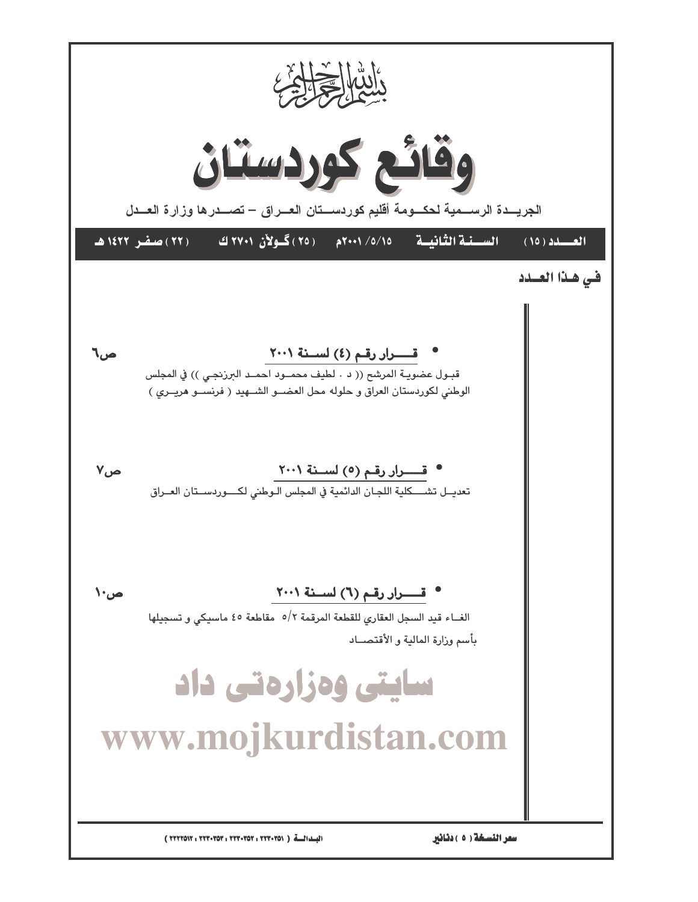بسم الله الرحمن الرحيم

# وقائع كوردستان

الجريـــدة الرســـمية لحكـــومة أقليم كوردســـتان العـــراق – تصـــدرها وزارة العـــدل

**العـــدد (١٥)** **الســـنـة الثانيـــة** ٢٠٠١/٥/١٥م **(٢٥) گـولان ٢٧٠١ ك** **(٢٢) صفـر ١٤٢٢ هـ**

## في هـذا العــدد

- **قـــرار رقـم (٤) لســنة ٢٠٠١** ص٦

قبـول عضويـة المرشح (( د . لطيف محمـود احمـد البرزنجـي )) في المجلس الوطني لكوردستان العراق و حلوله محل العضـــو الشـــهيد ( فرنســـو هريـــري )

- **قـــرار رقـم (٥) لســنة ٢٠٠١** ص٧

تعديـل تشـــكلية اللجـان الدائمية في المجلس الـوطني لكـــوردســـتان العـراق

- **قـــرار رقـم (٦) لســنة ٢٠٠١** ص١٠

الغـــاء قيد السجل العقاري للقطعة المرقمة ٥/٢ مقاطعة ٤٥ ماسيكي و تسجيلها بأسم وزارة المالية و الأقتصـــاد

سايتى وەزارەتى داد

www.mojkurdistan.com

**سعر النسخة ( ٥ ) دنانير** **البـدالــة ( ٢٢٣٠٢٥١ ، ٢٢٣٠٢٥٢ ، ٢٢٣٠٢٥٣ ، ٢٢٢٢٥١٢ )**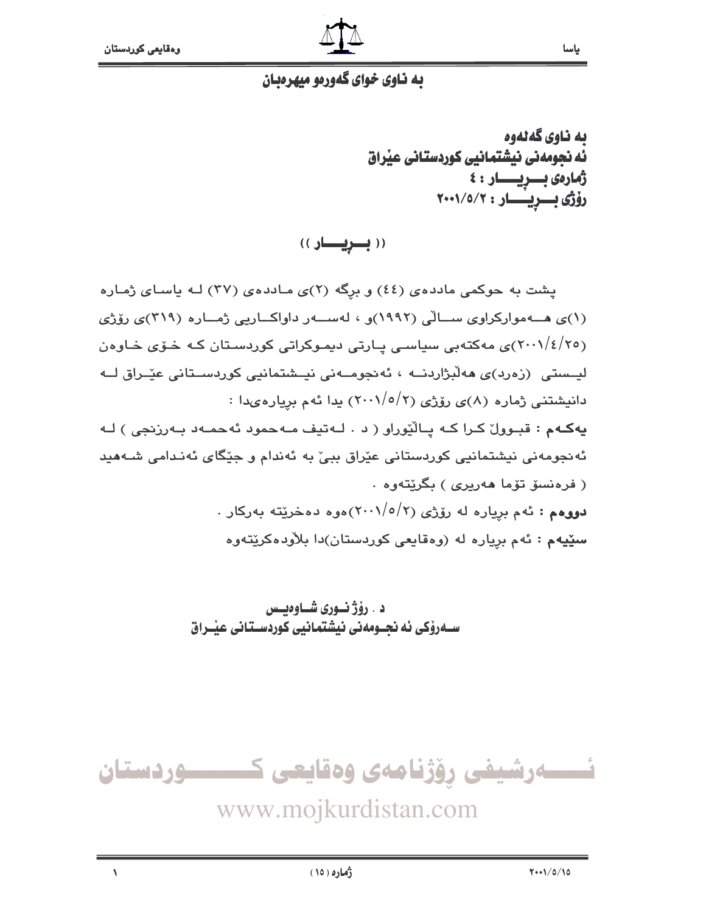# به ناوى خواى گەورەو میهرەبان

**بە ناوى گەلەوە**
**ئەنجومەنى نیشتمانیى كوردستانى عێراق**
**ژمارەى بـــڕیـــــار : ٤**
**رۆژى بـــڕیـــــار : ٢٠٠١/٥/٢**

## (( بـــڕیـــــار ))

پشت بە حوكمى ماددەى (٤٤) و برگە (٢)ى ماددەى (٣٧) لە یاساى ژمارە (١)ى هەموارکراوى ساڵى (١٩٩٢)و ، لەسەر داواكاریى ژمارە (٣١٩)ى رۆژى (٢٠٠١/٤/٢٥)ى مەكتەبى سیاسى پارتى دیموكراتى كوردستان كە خۆى خاوەن لیستى (زەرد)ى هەڵبژاردنە ، ئەنجومەنى نیشتمانیى كوردستانى عێراق لە دانیشتنى ژمارە (٨)ى رۆژى (٢٠٠١/٥/٢) یدا ئەم بڕیارەیدا :

**یەكەم :** قبوولْ كرا كە پاڵێوراو ( د . لەتیف مەحمود ئەحمەد بەرزنجى ) لە ئەنجومەنى نیشتمانیى كوردستانى عێراق ببێ بە ئەندام و جێگاى ئەندامى شەهید ( فرەنسۆ تۆما هەریرى ) بگرێتەوە .

**دووەم :** ئەم بڕیارە لە رۆژى (٢٠٠١/٥/٢)ەوە دەخرێتە بەركار .

**سێیەم :** ئەم بڕیارە لە (وەقایعى كوردستان)دا بلاّودەكرێتەوە

**د . رۆژ نــورى شــاوەیـس**
**ســەرۆكى ئەنجــومەنى نیشتمانیى كوردســتانى عێــراق**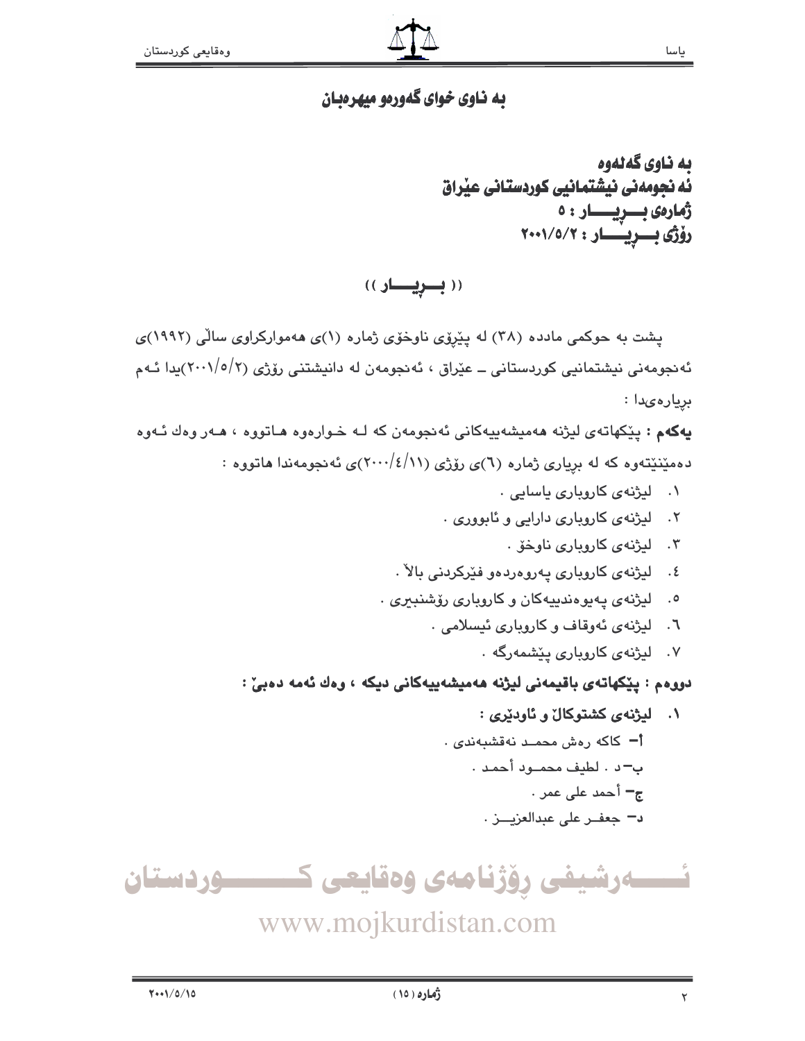**به ناوی خوای گەورەو میهرەبان**

**به ناوی گەلەوە**
**ئە نجومەنی نیشتمانیی کوردستانی عێراق**
**ژمارەی بـــڕیـــــار : ٥**
**رۆژی بـــڕیـــــار : ٢٠٠١/٥/٢**

**(( بـــڕیـــار ))**

پشت بە حوکمی مادده (٣٨) لە پێڕۆی ناوخۆی ژمارە (١)ی هەموارکراوی ساڵی (١٩٩٢)ی ئەنجومەنی نیشتمانیی کوردستانی ـ عێراق ، ئەنجومەن لە دانیشتنی رۆژی (٢٠٠١/٥/٢)یدا ئـەم بڕیارەیدا :

**یەکەم :** پێکهاتەی لیژنە هەمیشەییەکانی ئەنجومەن کە لـە خـوارەوە هـاتووە ، هـەر وەك ئـەوە دەمێنێتەوە کە لە بڕیاری ژمارە (٦)ی رۆژی (٢٠٠٠/٤/١١)ی ئەنجومەندا هاتووە :

١. لیژنەی کاروباری یاسایی .
٢. لیژنەی کاروباری دارایی و ئابووری .
٣. لیژنەی کاروباری ناوخۆ .
٤. لیژنەی کاروباری پەروەردەو فێرکردنی باڵا .
٥. لیژنەی پەیوەندییەکان و کاروباری رۆشنبیری .
٦. لیژنەی ئەوقاف و کاروباری ئیسلامی .
٧. لیژنەی کاروباری پێشمەرگە .

**دووەم : پێکهاتەی باقیمەنی لیژنە هەمیشەییەکانی دیکە ، وەك ئەمە دەبێ :**

١. **لیژنەی کشتوکاڵ و ئاودێری :**
   أ- کاکە رەش محمـد نەقشبەندی .
   ب-د . لطیف محمـود أحمد .
   ج- أحمد علی عمر .
   د- جعفـر علی عبدالعزیـز .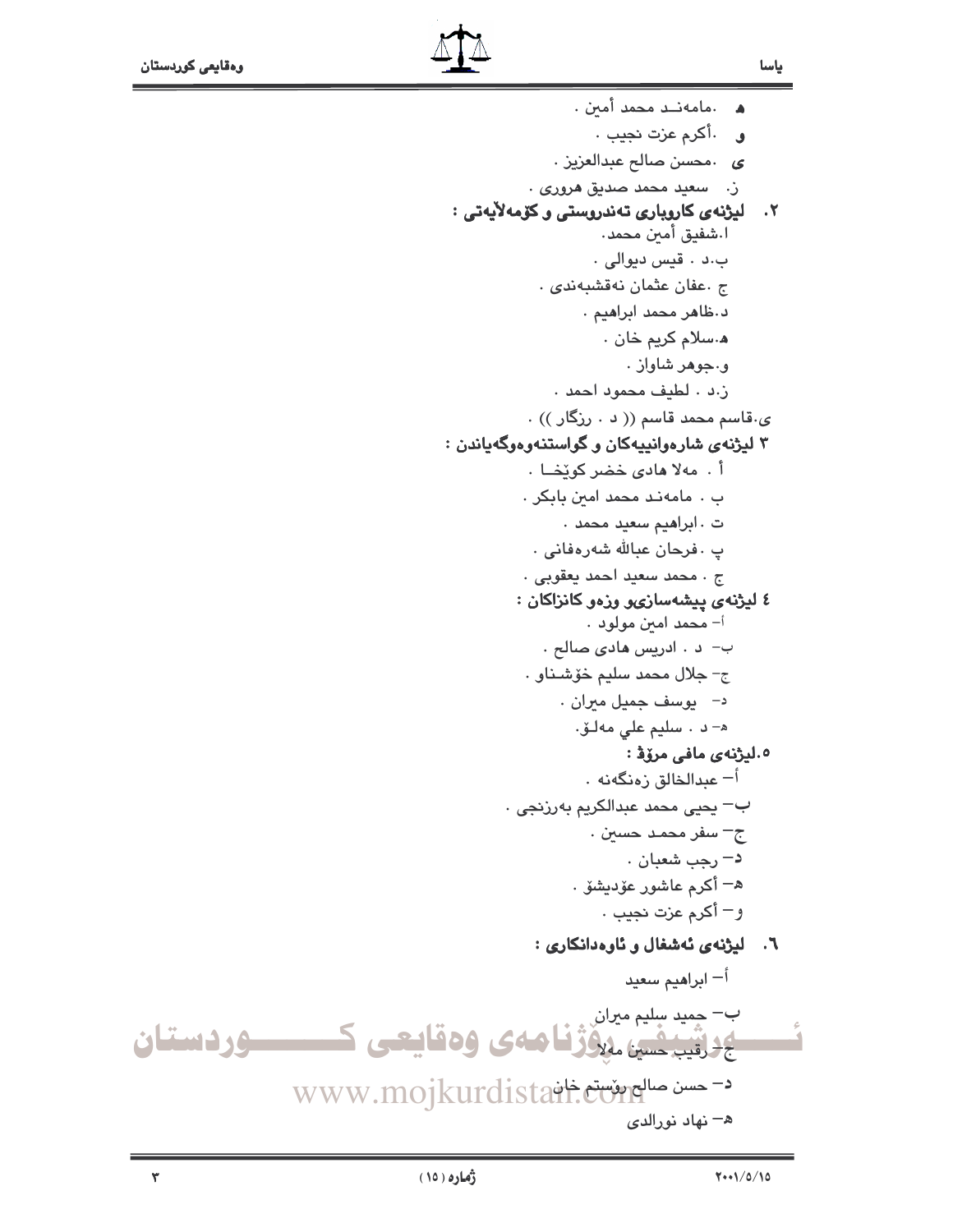هـ .مامەنــد محمد أمين .

و .أكرم عزت نجيب .

ى .محسن صالح عبدالعزيز .

ز. سعيد محمد صديق هروري .

**٢. ليژنەی كاروباری تەندروستی و كۆمەڵایەتی :**

ا.شفيق أمين محمد.

ب.د . قيس ديوالي .

ج .عفان عثمان نەقشبەندی .

د.ظاهر محمد ابراهيم .

هـ.سلام كريم خان .

و.جوهر شاواز .

ز.د . لطيف محمود احمد .

ى.قاسم محمد قاسم (( د . رزگار )) .

**٣ ليژنەی شارەوانییەكان و گواستنەوەوگەیاندن :**

أ . مەلا هادی خضر كوێخــا .

ب . مامەنـد محمد امين بابكر .

ت . ابراهيم سعيد محمد .

پ . فرحان عبالله شەرەفانی .

ج . محمد سعيد احمد يعقوبی .

**٤ ليژنەی پيشەسازیو وزەو كانزاكان :**

أ- محمد امين مولود .

ب- د . ادريس هادی صالح .

ج- جلال محمد سليم خۆشـناو .

د- يوسف جميل ميران .

هـ- د . سليم علي مەلـۆ.

**٥.ليژنەی مافی مرۆڤ :**

أ- عبدالخالق زەنگەنە .

ب- يحيى محمد عبدالكريم بەرزنجی .

ج- سفر محمـد حسين .

د- رجب شعبان .

هـ- أكرم عاشور عۆديشۆ .

و- أكرم عزت نجيب .

**٦. ليژنەی ئەشغال و ئاوەدانكاری :**

أ- ابراهيم سعيد

ب- حميد سليم ميران

ج- رقيب حسين مەلا

د- حسن صالح رۆستم خان

هـ- نهاد نورالدی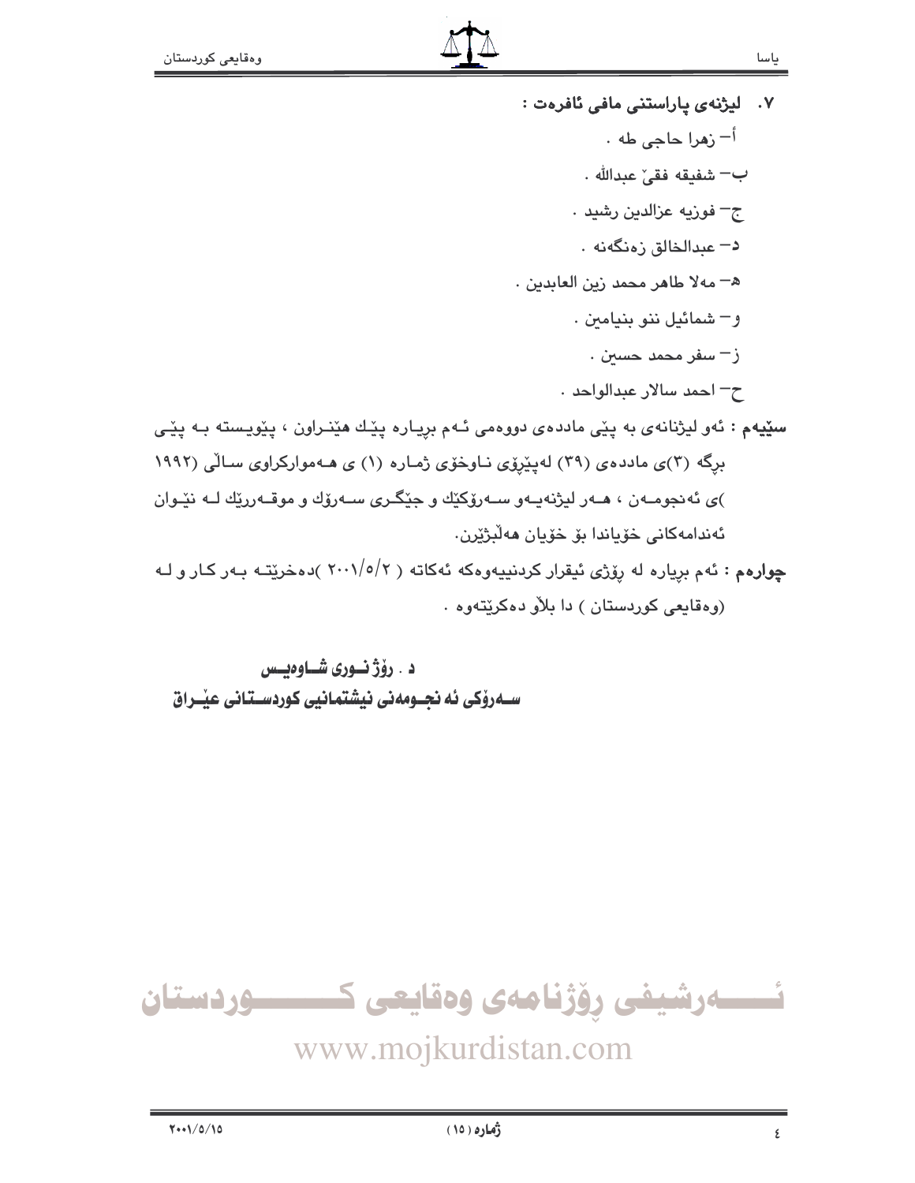٧. **ليژنەی پاراستنی مافی ئافرەت :**

أ– زهرا حاجی طه .

ب– شفيقه فقیٚ عبدالله .

ج– فوزيه عزالدين رشيد .

د– عبدالخالق زەنگەنه .

ه– مەلا طاهر محمد زين العابدين .

و– شمائيل ننو بنيامين .

ز– سفر محمد حسين .

ح– احمد سالار عبدالواحد .

**سێيەم :** ئەو ليژنانەی بە پێی ماددەی دووەمی ئـەم بڕيـارە پێـك هێنـراون ، پێويـستە بـە پێـی بڕگە (٣)ی ماددەی (٣٩) لەپێڕۆی نـاوخۆی ژمـارە (١) ی هـەموارکراوی سـاڵی (١٩٩٢)ی ئەنجومـەن ، هـەر ليژنەيـەو سـەرۆكێك و جێگـری سـەرۆك و موقـەررێك لـە نێـوان ئەندامەكانی خۆياندا بۆ خۆيان هەڵبژێرن.

**چوارەم :** ئەم بڕيارە لە ڕۆژی ئيقرار كردنييەوەكە ئەكاتە ( ٢٠٠١/٥/٢ )دەخرێتـە بـەر كـار و لـە (وەقايعی كوردستان ) دا بلاٚو دەكرێتەوە .

**د . ڕۆژ نـوری شـاوەيـس**
**سـەرۆكی ئە نجـومەنی نيشتمانيی كوردسـتانی عێـراق**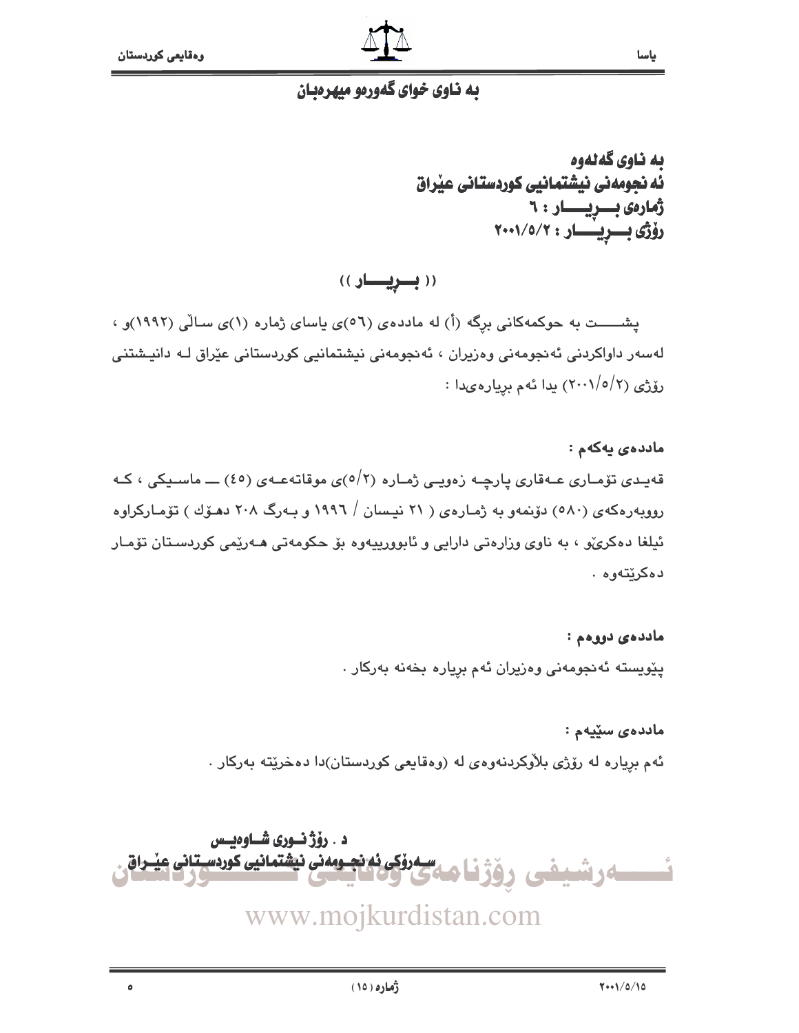## به ناوی خوای گەورەو میهرەبان

**به ناوی گەلەوە**
**ئەنجومەنی نیشتمانیی کوردستانی عێراق**
**ژمارەی بـــڕیـــار : ٦**
**رۆژی بـــڕیـــار : ٢٠٠١/٥/٢**

**(( بـــڕیـــار ))**

پشـــت بە حوکمەکانی برگە (أ) لە ماددەی (٥٦)ی یاسای ژمارە (١)ی ساڵی (١٩٩٢)و ، لەسەر داواکردنی ئەنجومەنی وەزیران ، ئەنجومەنی نیشتمانیی کوردستانی عێراق لـە دانیـشتنی رۆژی (٢٠٠١/٥/٢) یدا ئەم بڕیارەیدا :

**ماددەی یەکەم :**

قەیـدی تۆمـاری عـەقاری پارچـە زەویـی ژمـارە (٥/٢)ی موقاتەعـەی (٤٥) ـــ ماسـیکی ، کـە رووبەرەکەی (٥٨٠) دۆنمەو بە ژمـارەی ( ٢١ نیـسان / ١٩٩٦ و بـەرگ ٢٠٨ دهـۆك ) تۆمـارکراوە ئیلغا دەکرێو ، بە ناوی وزارەتی دارایی و ئابوورییەوە بۆ حکومەتی هـەرێمی کوردسـتان تۆمـار دەکرێتەوە .

**ماددەی دووەم :**

پێویستە ئەنجومەنی وەزیران ئەم بڕیارە بخەنە بەرکار .

**ماددەی سێیەم :**

ئەم بڕیارە لە رۆژی بڵاوکردنەوەی لە (وەقایعی کوردستان)دا دەخرێتە بەرکار .

**د . رۆژ نـوری شـاوەیـس**
**سـەرۆکی ئەنجـومەنی نیشتمانیی کوردسـتانی عێـراق**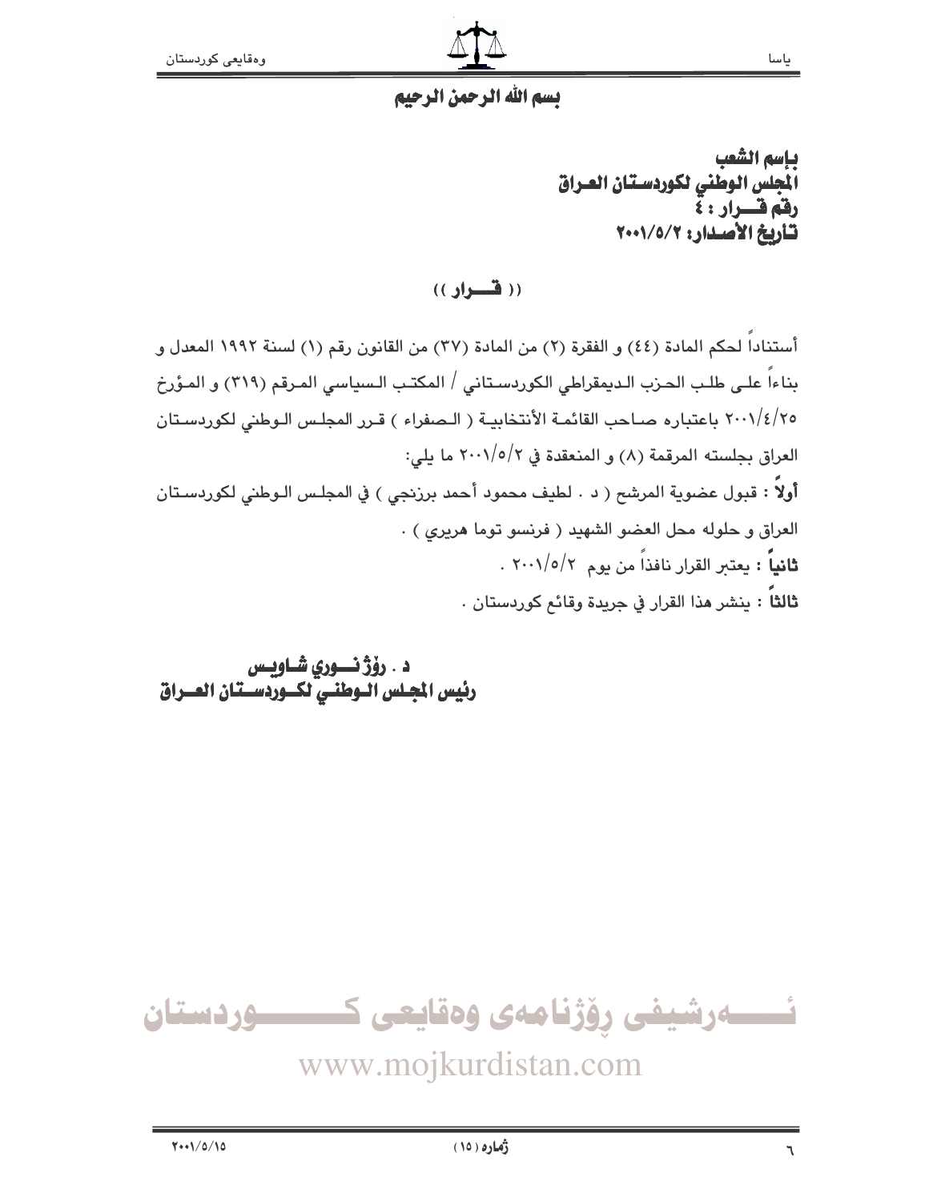**بسم الله الرحمن الرحيم**

**بإسم الشعب**
**المجلس الوطني لكوردستان العراق**
**رقم قرار : ٤**
**تأريخ الأصدار: ٢٠٠١/٥/٢**

## (( قرار ))

أستناداً لحكم المادة (٤٤) و الفقرة (٢) من المادة (٣٧) من القانون رقم (١) لسنة ١٩٩٢ المعدل و بناءاً على طلب الحزب الديمقراطي الكوردستاني / المكتب السياسي المرقم (٣١٩) و المؤرخ ٢٠٠١/٤/٢٥ باعتباره صاحب القائمة الأنتخابية ( الصفراء ) قرر المجلس الوطني لكوردستان العراق بجلسته المرقمة (٨) و المنعقدة في ٢٠٠١/٥/٢ ما يلي:

**أولاً** : قبول عضوية المرشح ( د . لطيف محمود أحمد برزنجي ) في المجلس الوطني لكوردستان العراق و حلوله محل العضو الشهيد ( فرنسو توما هريري ) .

**ثانياً** : يعتبر القرار نافذاً من يوم ٢٠٠١/٥/٢ .

**ثالثاً** : ينشر هذا القرار في جريدة وقائع كوردستان .

**د . رۆژ نوري شاويس**
**رئيس المجلس الوطني لكوردستان العراق**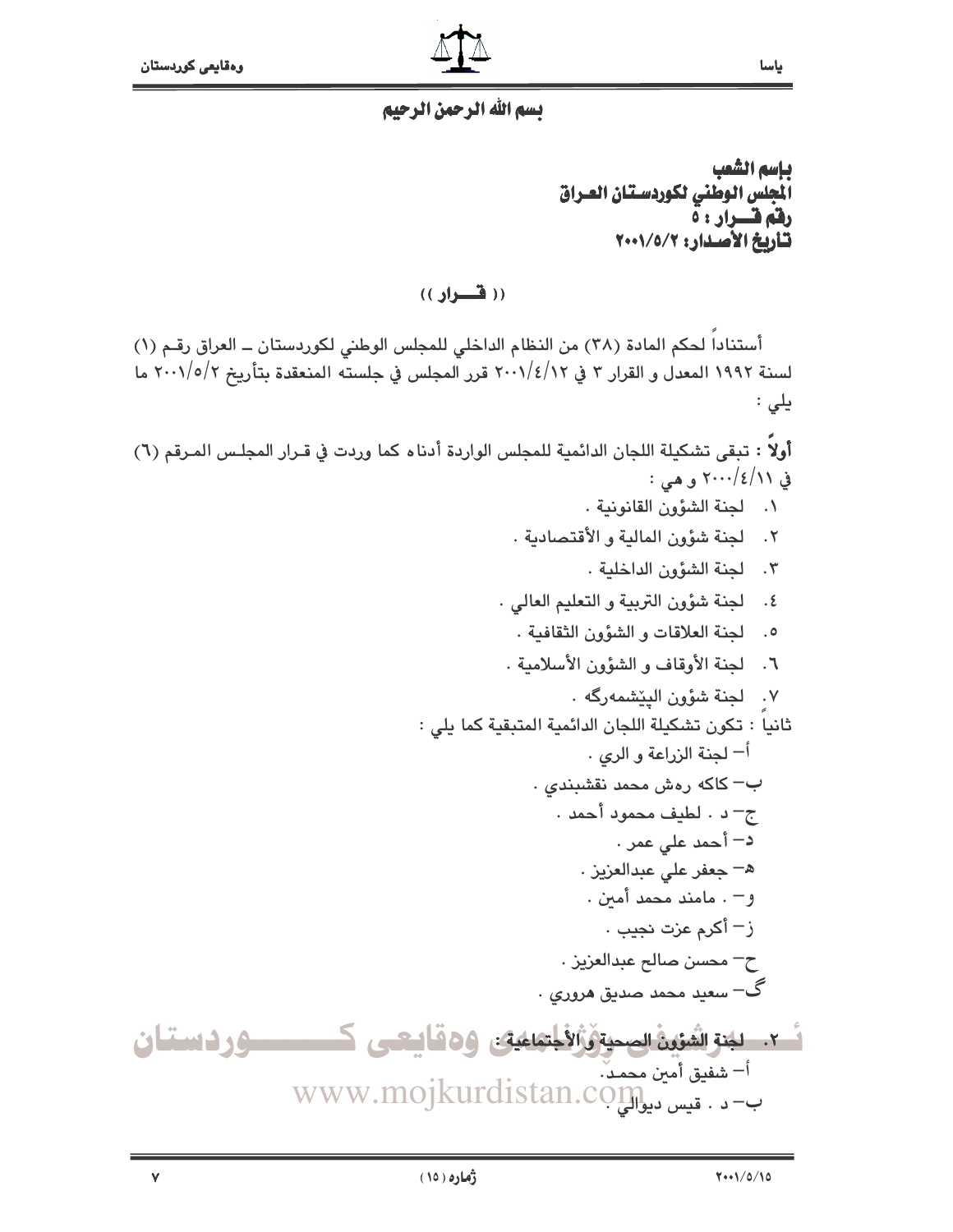بسم الله الرحمن الرحيم

**باسم الشعب**
**المجلس الوطني لكوردستان العراق**
**رقم قـــرار : ٥**
**تاريخ الأصدار: ٢٠٠١/٥/٢**

**(( قـــرار ))**

أستناداً لحكم المادة (٣٨) من النظام الداخلي للمجلس الوطني لكوردستان ـ العراق رقـم (١) لسنة ١٩٩٢ المعدل و القرار ٣ في ٢٠٠١/٤/١٢ قرر المجلس في جلسته المنعقدة بتأريخ ٢٠٠١/٥/٢ ما يلي :

**أولاً** : تبقى تشكيلة اللجان الدائمية للمجلس الواردة أدناه كما وردت في قـرار المجلـس المـرقم (٦) في ٢٠٠٠/٤/١١ و هي :

١. لجنة الشؤون القانونية .
٢. لجنة شؤون المالية و الأقتصادية .
٣. لجنة الشؤون الداخلية .
٤. لجنة شؤون التربية و التعليم العالي .
٥. لجنة العلاقات و الشؤون الثقافية .
٦. لجنة الأوقاف و الشؤون الأسلامية .
٧. لجنة شؤون البيّشمەرگە .

ثانياً : تكون تشكيلة اللجان الدائمية المتبقية كما يلي :

أ– لجنة الزراعة و الري .
ب– كاكە رەش محمد نقشبندي .
ج– د . لطيف محمود أحمد .
د– أحمد علي عمر .
هـ– جعفر علي عبدالعزيز .
و– . مامند محمد أمين .
ز– أكرم عزت نجيب .
ح– محسن صالح عبدالعزيز .
گ– سعيد محمد صديق هروري .

٢. **لجنة الشؤون الصحية و الأجتماعية :**
أ– شفيق أمين محمد .
ب– د . قيس ديوالي .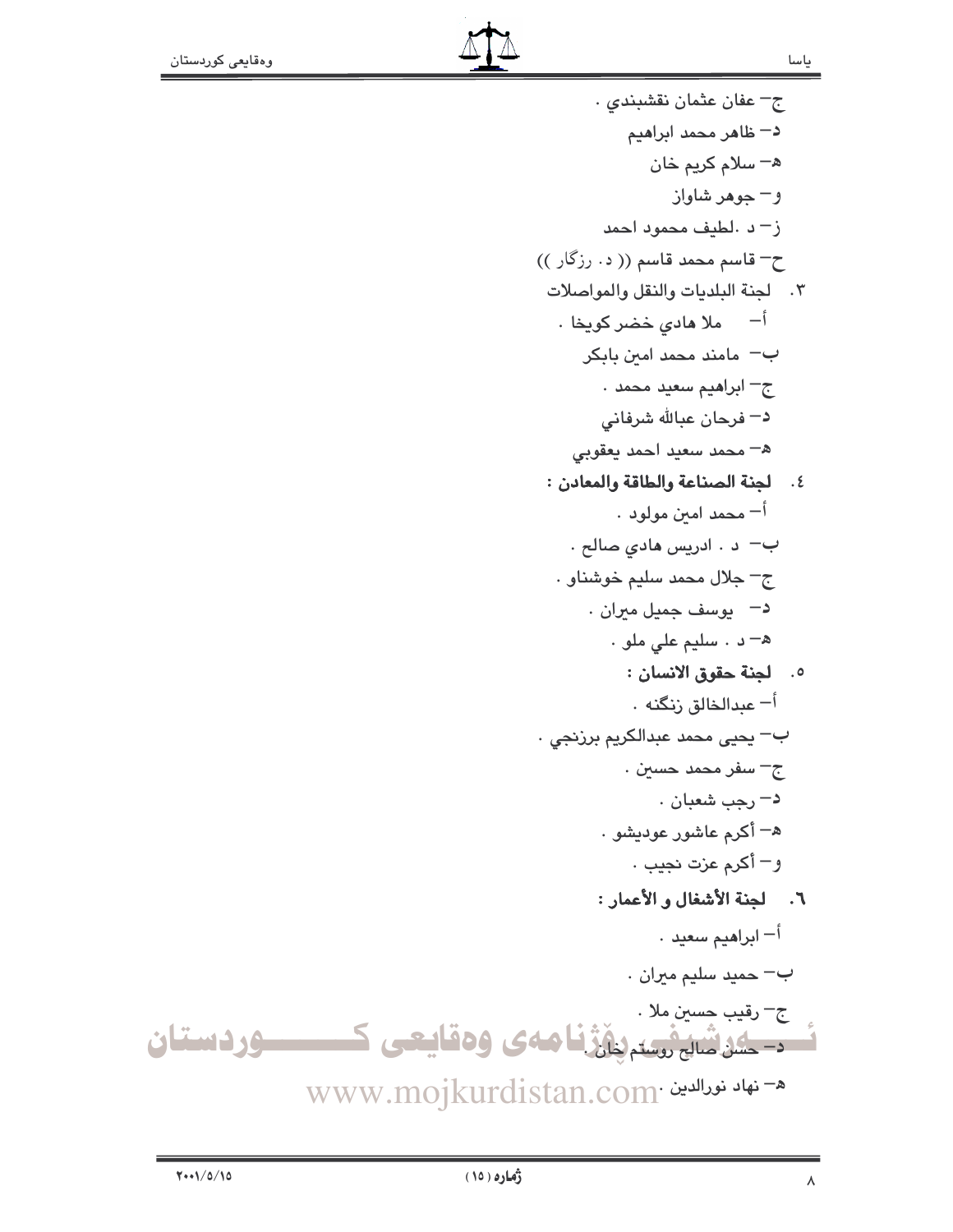ج– عفان عثمان نقشبندي .

د– ظاهر محمد ابراهيم

هـ– سلام كريم خان

و– جوهر شاواز

ز– د .لطيف محمود احمد

ح– قاسم محمد قاسم (( د. رزگار ))

٣. لجنة البلديات والنقل والمواصلات

أ– ملا هادي خضر كويخا .

ب– مامند محمد امين بابكر

ج– ابراهيم سعيد محمد .

د– فرحان عبالله شرفاني

هـ– محمد سعيد احمد يعقوبي

٤. **لجنة الصناعة والطاقة والمعادن :**

أ– محمد امين مولود .

ب– د . ادريس هادي صالح .

ج– جلال محمد سليم خوشناو .

د– يوسف جميل ميران .

هـ– د . سليم علي ملو .

٥. **لجنة حقوق الانسان :**

أ– عبدالخالق زنگنه .

ب– يحيى محمد عبدالكريم برزنجي .

ج– سفر محمد حسين .

د– رجب شعبان .

هـ– أكرم عاشور عوديشو .

و– أكرم عزت نجيب .

٦. **لجنة الأشغال و الأعمار :**

أ– ابراهيم سعيد .

ب– حميد سليم ميران .

ج– رقيب حسين ملا .

د– حسن صالح روستم خان .

هـ– نهاد نورالدين .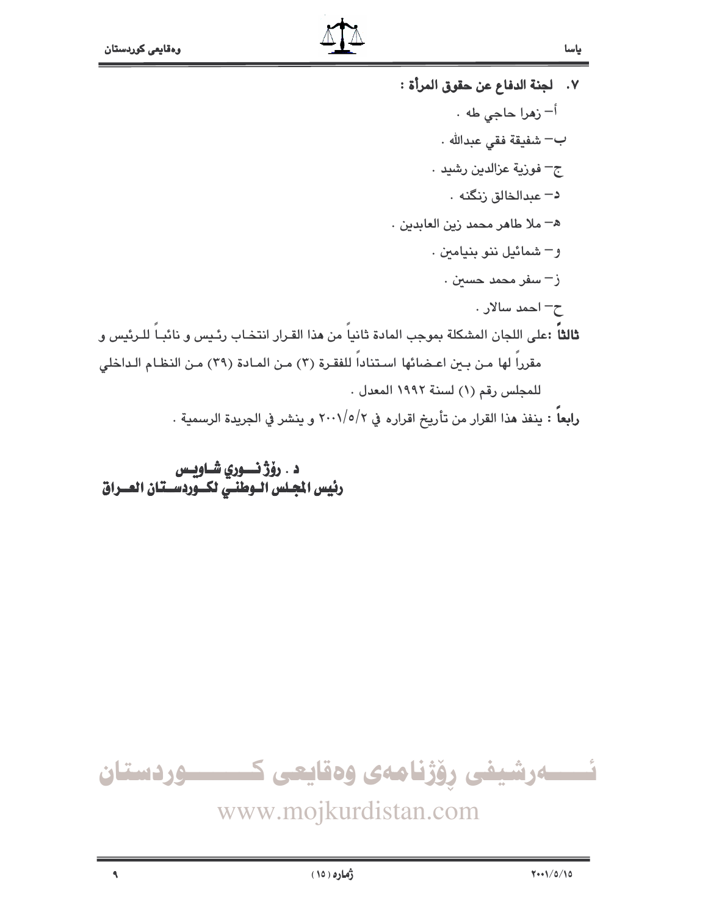٧. **لجنة الدفاع عن حقوق المرأة :**

أ- زهرا حاجي طه .

ب- شفيقة فقي عبدالله .

ج- فوزية عزالدين رشيد .

د- عبدالخالق زنگنه .

هـ- ملا طاهر محمد زين العابدين .

و- شمائيل ننو بنيامين .

ز- سفر محمد حسين .

ح- احمد سالار .

**ثالثاً** :على اللجان المشكلة بموجب المادة ثانياً من هذا القرار انتخاب رئيس و نائباً للرئيس و مقرراً لها من بين اعضائها استناداً للفقرة (٣) من المادة (٣٩) من النظام الداخلي للمجلس رقم (١) لسنة ١٩٩٢ المعدل .

**رابعاً** : ينفذ هذا القرار من تأريخ اقراره في ٢٠٠١/٥/٢ و ينشر في الجريدة الرسمية .

**د . رۆژ نوري شاويس**
**رئيس المجلس الوطني لكوردستان العراق**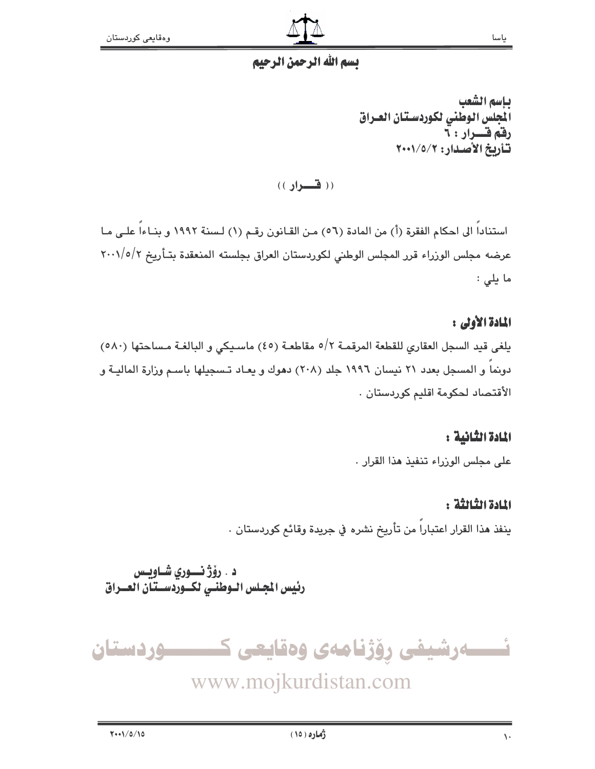بسم الله الرحمن الرحيم

**بإسم الشعب**
**المجلس الوطني لكوردستان العراق**
**رقم قـــرار : ٦**
**تأريخ الأصدار: ٢٠٠١/٥/٢**

(( **قــــرار** ))

استناداً الى احكام الفقرة (أ) من المادة (٥٦) من القانون رقم (١) لسنة ١٩٩٢ و بناءاً على ما عرضه مجلس الوزراء قرر المجلس الوطني لكوردستان العراق بجلسته المنعقدة بتأريخ ٢٠٠١/٥/٢ ما يلي :

**المادة الأولى :**

يلغى قيد السجل العقاري للقطعة المرقمة ٥/٢ مقاطعة (٤٥) ماسيكي و البالغة مساحتها (٥٨٠) دونماً و المسجل بعدد ٢١ نيسان ١٩٩٦ جلد (٢٠٨) دهوك و يعاد تسجيلها باسم وزارة المالية و الأقتصاد لحكومة اقليم كوردستان .

**المادة الثانية :**

على مجلس الوزراء تنفيذ هذا القرار .

**المادة الثالثة :**

ينفذ هذا القرار اعتباراً من تأريخ نشره في جريدة وقائع كوردستان .

**د . رۆژ نـوري شـاويـس**
**رئيس المجلس الـوطنـي لكـوردسـتان العـراق**

ئـــەرشيفى رۆژنامەى وەقايعى كـــوردستان
www.mojkurdistan.com